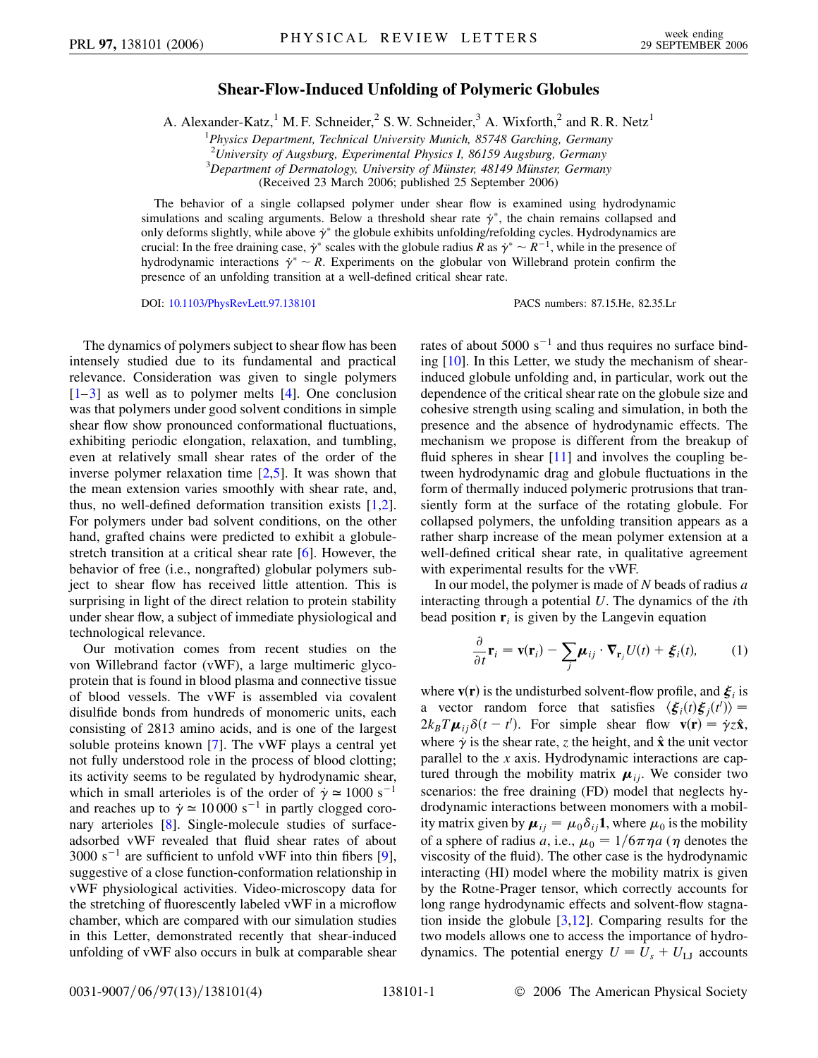# Shear-Flow-Induced Unfolding of Polymeric Globules

A. Alexander-Katz,[1] M. F. Schneider,[2] S. W. Schneider,[3] A. Wixforth,[2] and R. R. Netz[1]

[1]*Physics Department, Technical University Munich, 85748 Garching, Germany*
[2]*University of Augsburg, Experimental Physics I, 86159 Augsburg, Germany*
[3]*Department of Dermatology, University of Münster, 48149 Münster, Germany*
(Received 23 March 2006; published 25 September 2006)

The behavior of a single collapsed polymer under shear flow is examined using hydrodynamic simulations and scaling arguments. Below a threshold shear rate $\dot{\gamma}^*$, the chain remains collapsed and only deforms slightly, while above $\dot{\gamma}^*$ the globule exhibits unfolding/refolding cycles. Hydrodynamics are crucial: In the free draining case, $\dot{\gamma}^*$ scales with the globule radius $R$ as $\dot{\gamma}^* \sim R^{-1}$, while in the presence of hydrodynamic interactions $\dot{\gamma}^* \sim R$. Experiments on the globular von Willebrand protein confirm the presence of an unfolding transition at a well-defined critical shear rate.

DOI: 10.1103/PhysRevLett.97.138101 PACS numbers: 87.15.He, 82.35.Lr

The dynamics of polymers subject to shear flow has been intensely studied due to its fundamental and practical relevance. Consideration was given to single polymers [1–3] as well as to polymer melts [4]. One conclusion was that polymers under good solvent conditions in simple shear flow show pronounced conformational fluctuations, exhibiting periodic elongation, relaxation, and tumbling, even at relatively small shear rates of the order of the inverse polymer relaxation time [2,5]. It was shown that the mean extension varies smoothly with shear rate, and, thus, no well-defined deformation transition exists [1,2]. For polymers under bad solvent conditions, on the other hand, grafted chains were predicted to exhibit a globule-stretch transition at a critical shear rate [6]. However, the behavior of free (i.e., nongrafted) globular polymers subject to shear flow has received little attention. This is surprising in light of the direct relation to protein stability under shear flow, a subject of immediate physiological and technological relevance.

Our motivation comes from recent studies on the von Willebrand factor (vWF), a large multimeric glycoprotein that is found in blood plasma and connective tissue of blood vessels. The vWF is assembled via covalent disulfide bonds from hundreds of monomeric units, each consisting of 2813 amino acids, and is one of the largest soluble proteins known [7]. The vWF plays a central yet not fully understood role in the process of blood clotting; its activity seems to be regulated by hydrodynamic shear, which in small arterioles is of the order of $\dot{\gamma} \simeq 1000\ \mathrm{s}^{-1}$ and reaches up to $\dot{\gamma} \simeq 10\,000\ \mathrm{s}^{-1}$ in partly clogged coronary arterioles [8]. Single-molecule studies of surface-adsorbed vWF revealed that fluid shear rates of about $3000\ \mathrm{s}^{-1}$ are sufficient to unfold vWF into thin fibers [9], suggestive of a close function-conformation relationship in vWF physiological activities. Video-microscopy data for the stretching of fluorescently labeled vWF in a microflow chamber, which are compared with our simulation studies in this Letter, demonstrated recently that shear-induced unfolding of vWF also occurs in bulk at comparable shear rates of about $5000\ \mathrm{s}^{-1}$ and thus requires no surface binding [10]. In this Letter, we study the mechanism of shear-induced globule unfolding and, in particular, work out the dependence of the critical shear rate on the globule size and cohesive strength using scaling and simulation, in both the presence and the absence of hydrodynamic effects. The mechanism we propose is different from the breakup of fluid spheres in shear [11] and involves the coupling between hydrodynamic drag and globule fluctuations in the form of thermally induced polymeric protrusions that transiently form at the surface of the rotating globule. For collapsed polymers, the unfolding transition appears as a rather sharp increase of the mean polymer extension at a well-defined critical shear rate, in qualitative agreement with experimental results for the vWF.

In our model, the polymer is made of $N$ beads of radius $a$ interacting through a potential $U$. The dynamics of the $i$th bead position $\mathbf{r}_i$ is given by the Langevin equation

$$\frac{\partial}{\partial t}\mathbf{r}_i = \mathbf{v}(\mathbf{r}_i) - \sum_j \boldsymbol{\mu}_{ij} \cdot \nabla_{\mathbf{r}_j} U(t) + \boldsymbol{\xi}_i(t), \qquad (1)$$

where $\mathbf{v}(\mathbf{r})$ is the undisturbed solvent-flow profile, and $\boldsymbol{\xi}_i$ is a vector random force that satisfies $\langle \boldsymbol{\xi}_i(t)\boldsymbol{\xi}_j(t')\rangle = 2k_BT\boldsymbol{\mu}_{ij}\delta(t-t')$. For simple shear flow $\mathbf{v}(\mathbf{r}) = \dot{\gamma}z\hat{\mathbf{x}}$, where $\dot{\gamma}$ is the shear rate, $z$ the height, and $\hat{\mathbf{x}}$ the unit vector parallel to the $x$ axis. Hydrodynamic interactions are captured through the mobility matrix $\boldsymbol{\mu}_{ij}$. We consider two scenarios: the free draining (FD) model that neglects hydrodynamic interactions between monomers with a mobility matrix given by $\boldsymbol{\mu}_{ij} = \mu_0\delta_{ij}\mathbf{1}$, where $\mu_0$ is the mobility of a sphere of radius $a$, i.e., $\mu_0 = 1/6\pi\eta a$ ($\eta$ denotes the viscosity of the fluid). The other case is the hydrodynamic interacting (HI) model where the mobility matrix is given by the Rotne-Prager tensor, which correctly accounts for long range hydrodynamic effects and solvent-flow stagnation inside the globule [3,12]. Comparing results for the two models allows one to access the importance of hydrodynamics. The potential energy $U = U_s + U_{\mathrm{LJ}}$ accounts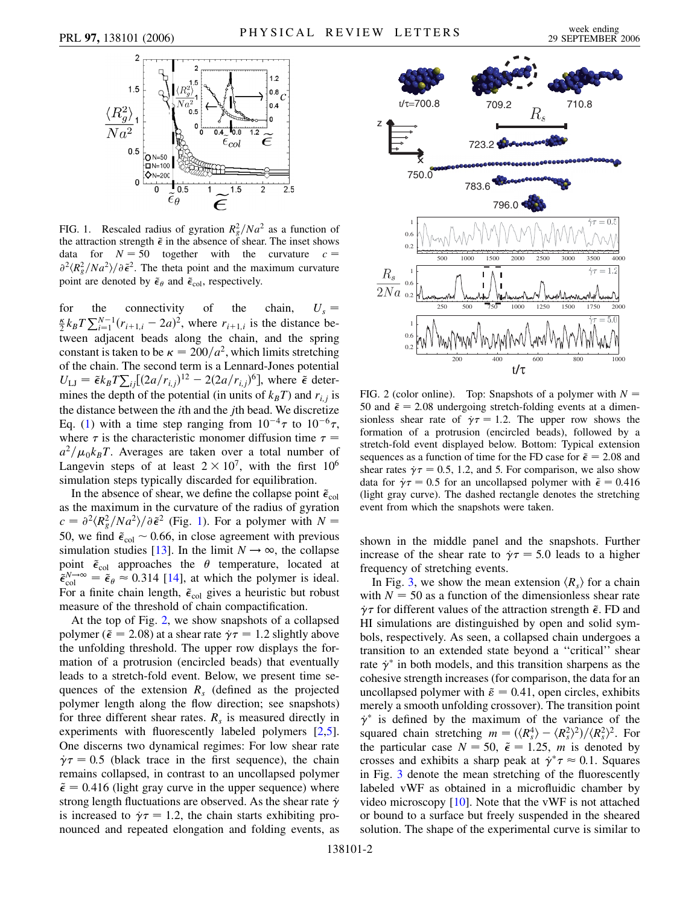FIG. 1. Rescaled radius of gyration $R_g^2/Na^2$ as a function of the attraction strength $\tilde{\epsilon}$ in the absence of shear. The inset shows data for $N = 50$ together with the curvature $c = \partial^2\langle R_g^2/Na^2\rangle/\partial\tilde{\epsilon}^2$. The theta point and the maximum curvature point are denoted by $\tilde{\epsilon}_\theta$ and $\tilde{\epsilon}_{col}$, respectively.

for the connectivity of the chain, $U_s = \frac{\kappa}{2}k_BT\sum_{i=1}^{N-1}(r_{i+1,i} - 2a)^2$, where $r_{i+1,i}$ is the distance between adjacent beads along the chain, and the spring constant is taken to be $\kappa = 200/a^2$, which limits stretching of the chain. The second term is a Lennard-Jones potential $U_{LJ} = \tilde{\epsilon}k_BT\sum_{ij}[(2a/r_{i,j})^{12} - 2(2a/r_{i,j})^6]$, where $\tilde{\epsilon}$ determines the depth of the potential (in units of $k_BT$) and $r_{i,j}$ is the distance between the $i$th and the $j$th bead. We discretize Eq. (1) with a time step ranging from $10^{-4}\tau$ to $10^{-6}\tau$, where $\tau$ is the characteristic monomer diffusion time $\tau = a^2/\mu_0 k_BT$. Averages are taken over a total number of Langevin steps of at least $2 \times 10^7$, with the first $10^6$ simulation steps typically discarded for equilibration.

In the absence of shear, we define the collapse point $\tilde{\epsilon}_{col}$ as the maximum in the curvature of the radius of gyration $c = \partial^2\langle R_g^2/Na^2\rangle/\partial\tilde{\epsilon}^2$ (Fig. 1). For a polymer with $N = 50$, we find $\tilde{\epsilon}_{col} \sim 0.66$, in close agreement with previous simulation studies [13]. In the limit $N \to \infty$, the collapse point $\tilde{\epsilon}_{col}$ approaches the $\theta$ temperature, located at $\tilde{\epsilon}_{col}^{N\to\infty} = \tilde{\epsilon}_\theta \approx 0.314$ [14], at which the polymer is ideal. For a finite chain length, $\tilde{\epsilon}_{col}$ gives a heuristic but robust measure of the threshold of chain compactification.

At the top of Fig. 2, we show snapshots of a collapsed polymer ($\tilde{\epsilon} = 2.08$) at a shear rate $\dot{\gamma}\tau = 1.2$ slightly above the unfolding threshold. The upper row displays the formation of a protrusion (encircled beads) that eventually leads to a stretch-fold event. Below, we present time sequences of the extension $R_s$ (defined as the projected polymer length along the flow direction; see snapshots) for three different shear rates. $R_s$ is measured directly in experiments with fluorescently labeled polymers [2,5]. One discerns two dynamical regimes: For low shear rate $\dot{\gamma}\tau = 0.5$ (black trace in the first sequence), the chain remains collapsed, in contrast to an uncollapsed polymer $\tilde{\epsilon} = 0.416$ (light gray curve in the upper sequence) where strong length fluctuations are observed. As the shear rate $\dot{\gamma}$ is increased to $\dot{\gamma}\tau = 1.2$, the chain starts exhibiting pronounced and repeated elongation and folding events, as shown in the middle panel and the snapshots. Further increase of the shear rate to $\dot{\gamma}\tau = 5.0$ leads to a higher frequency of stretching events.

FIG. 2 (color online). Top: Snapshots of a polymer with $N = 50$ and $\tilde{\epsilon} = 2.08$ undergoing stretch-folding events at a dimensionless shear rate of $\dot{\gamma}\tau = 1.2$. The upper row shows the formation of a protrusion (encircled beads), followed by a stretch-fold event displayed below. Bottom: Typical extension sequences as a function of time for the FD case for $\tilde{\epsilon} = 2.08$ and shear rates $\dot{\gamma}\tau = 0.5$, 1.2, and 5. For comparison, we also show data for $\dot{\gamma}\tau = 0.5$ for an uncollapsed polymer with $\tilde{\epsilon} = 0.416$ (light gray curve). The dashed rectangle denotes the stretching event from which the snapshots were taken.

In Fig. 3, we show the mean extension $\langle R_s\rangle$ for a chain with $N = 50$ as a function of the dimensionless shear rate $\dot{\gamma}\tau$ for different values of the attraction strength $\tilde{\epsilon}$. FD and HI simulations are distinguished by open and solid symbols, respectively. As seen, a collapsed chain undergoes a transition to an extended state beyond a "critical" shear rate $\dot{\gamma}^*$ in both models, and this transition sharpens as the cohesive strength increases (for comparison, the data for an uncollapsed polymer with $\tilde{\varepsilon} = 0.41$, open circles, exhibits merely a smooth unfolding crossover). The transition point $\dot{\gamma}^*$ is defined by the maximum of the variance of the squared chain stretching $m = (\langle R_s^4\rangle - \langle R_s^2\rangle^2)/\langle R_s^2\rangle^2$. For the particular case $N = 50$, $\tilde{\epsilon} = 1.25$, $m$ is denoted by crosses and exhibits a sharp peak at $\dot{\gamma}^*\tau \approx 0.1$. Squares in Fig. 3 denote the mean stretching of the fluorescently labeled vWF as obtained in a microfluidic chamber by video microscopy [10]. Note that the vWF is not attached or bound to a surface but freely suspended in the sheared solution. The shape of the experimental curve is similar to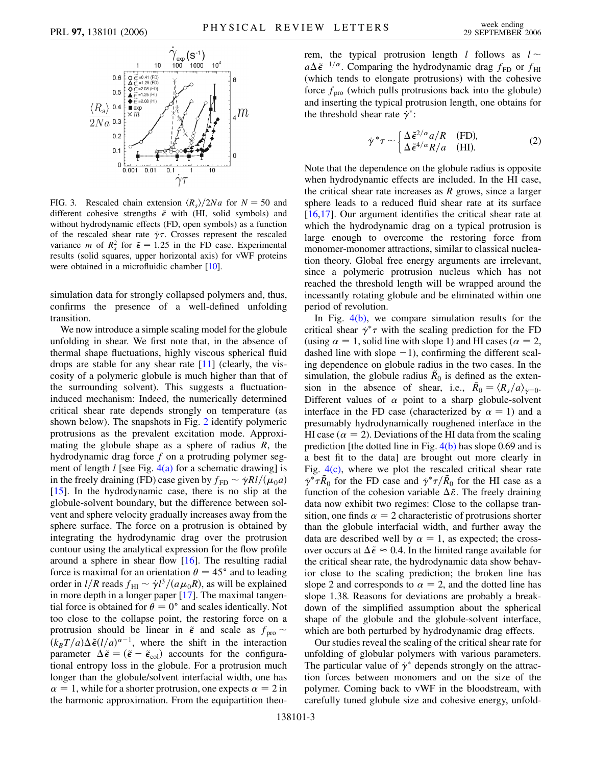FIG. 3. Rescaled chain extension $\langle R_s \rangle / 2Na$ for $N = 50$ and different cohesive strengths $\tilde{\epsilon}$ with (HI, solid symbols) and without hydrodynamic effects (FD, open symbols) as a function of the rescaled shear rate $\dot{\gamma}\tau$. Crosses represent the rescaled variance $m$ of $R_s^2$ for $\tilde{\epsilon} = 1.25$ in the FD case. Experimental results (solid squares, upper horizontal axis) for vWF proteins were obtained in a microfluidic chamber [10].

simulation data for strongly collapsed polymers and, thus, confirms the presence of a well-defined unfolding transition.

We now introduce a simple scaling model for the globule unfolding in shear. We first note that, in the absence of thermal shape fluctuations, highly viscous spherical fluid drops are stable for any shear rate [11] (clearly, the viscosity of a polymeric globule is much higher than that of the surrounding solvent). This suggests a fluctuation-induced mechanism: Indeed, the numerically determined critical shear rate depends strongly on temperature (as shown below). The snapshots in Fig. 2 identify polymeric protrusions as the prevalent excitation mode. Approximating the globule shape as a sphere of radius $R$, the hydrodynamic drag force $f$ on a protruding polymer segment of length $l$ [see Fig. 4(a) for a schematic drawing] is in the freely draining (FD) case given by $f_{\rm FD} \sim \dot{\gamma}Rl/(\mu_0 a)$ [15]. In the hydrodynamic case, there is no slip at the globule-solvent boundary, but the difference between solvent and sphere velocity gradually increases away from the sphere surface. The force on a protrusion is obtained by integrating the hydrodynamic drag over the protrusion contour using the analytical expression for the flow profile around a sphere in shear flow [16]. The resulting radial force is maximal for an orientation $\theta = 45°$ and to leading order in $l/R$ reads $f_{\rm HI} \sim \dot{\gamma}l^3/(a\mu_0 R)$, as will be explained in more depth in a longer paper [17]. The maximal tangential force is obtained for $\theta = 0°$ and scales identically. Not too close to the collapse point, the restoring force on a protrusion should be linear in $\tilde{\epsilon}$ and scale as $f_{\rm pro} \sim (k_B T/a)\Delta\tilde{\epsilon}(l/a)^{\alpha-1}$, where the shift in the interaction parameter $\Delta\tilde{\epsilon} = (\tilde{\epsilon} - \tilde{\epsilon}_{\rm col})$ accounts for the configurational entropy loss in the globule. For a protrusion much longer than the globule/solvent interfacial width, one has $\alpha = 1$, while for a shorter protrusion, one expects $\alpha = 2$ in the harmonic approximation. From the equipartition theorem, the typical protrusion length $l$ follows as $l \sim a\Delta\tilde{\epsilon}^{-1/\alpha}$. Comparing the hydrodynamic drag $f_{\rm FD}$ or $f_{\rm HI}$ (which tends to elongate protrusions) with the cohesive force $f_{\rm pro}$ (which pulls protrusions back into the globule) and inserting the typical protrusion length, one obtains for the threshold shear rate $\dot{\gamma}^*$:

$$
\dot{\gamma}^*\tau \sim \begin{cases} \Delta\tilde{\epsilon}^{2/\alpha} a/R & \text{(FD)}, \\ \Delta\tilde{\epsilon}^{4/\alpha} R/a & \text{(HI)}. \end{cases} \tag{2}
$$

Note that the dependence on the globule radius is opposite when hydrodynamic effects are included. In the HI case, the critical shear rate increases as $R$ grows, since a larger sphere leads to a reduced fluid shear rate at its surface [16,17]. Our argument identifies the critical shear rate at which the hydrodynamic drag on a typical protrusion is large enough to overcome the restoring force from monomer-monomer attractions, similar to classical nucleation theory. Global free energy arguments are irrelevant, since a polymeric protrusion nucleus which has not reached the threshold length will be wrapped around the incessantly rotating globule and be eliminated within one period of revolution.

In Fig. 4(b), we compare simulation results for the critical shear $\dot{\gamma}^*\tau$ with the scaling prediction for the FD (using $\alpha = 1$, solid line with slope 1) and HI cases ($\alpha = 2$, dashed line with slope $-1$), confirming the different scaling dependence on globule radius in the two cases. In the simulation, the globule radius $\tilde{R}_0$ is defined as the extension in the absence of shear, i.e., $\tilde{R}_0 = \langle R_s/a \rangle_{\dot{\gamma}=0}$. Different values of $\alpha$ point to a sharp globule-solvent interface in the FD case (characterized by $\alpha = 1$) and a presumably hydrodynamically roughened interface in the HI case ($\alpha = 2$). Deviations of the HI data from the scaling prediction [the dotted line in Fig. 4(b) has slope 0.69 and is a best fit to the data] are brought out more clearly in Fig. 4(c), where we plot the rescaled critical shear rate $\dot{\gamma}^*\tau\tilde{R}_0$ for the FD case and $\dot{\gamma}^*\tau/\tilde{R}_0$ for the HI case as a function of the cohesion variable $\Delta\tilde{\epsilon}$. The freely draining data now exhibit two regimes: Close to the collapse transition, one finds $\alpha = 2$ characteristic of protrusions shorter than the globule interfacial width, and further away the data are described well by $\alpha = 1$, as expected; the crossover occurs at $\Delta\tilde{\epsilon} \approx 0.4$. In the limited range available for the critical shear rate, the hydrodynamic data show behavior close to the scaling prediction; the broken line has slope 2 and corresponds to $\alpha = 2$, and the dotted line has slope 1.38. Reasons for deviations are probably a breakdown of the simplified assumption about the spherical shape of the globule and the globule-solvent interface, which are both perturbed by hydrodynamic drag effects.

Our studies reveal the scaling of the critical shear rate for unfolding of globular polymers with various parameters. The particular value of $\dot{\gamma}^*$ depends strongly on the attraction forces between monomers and on the size of the polymer. Coming back to vWF in the bloodstream, with carefully tuned globule size and cohesive energy, unfold-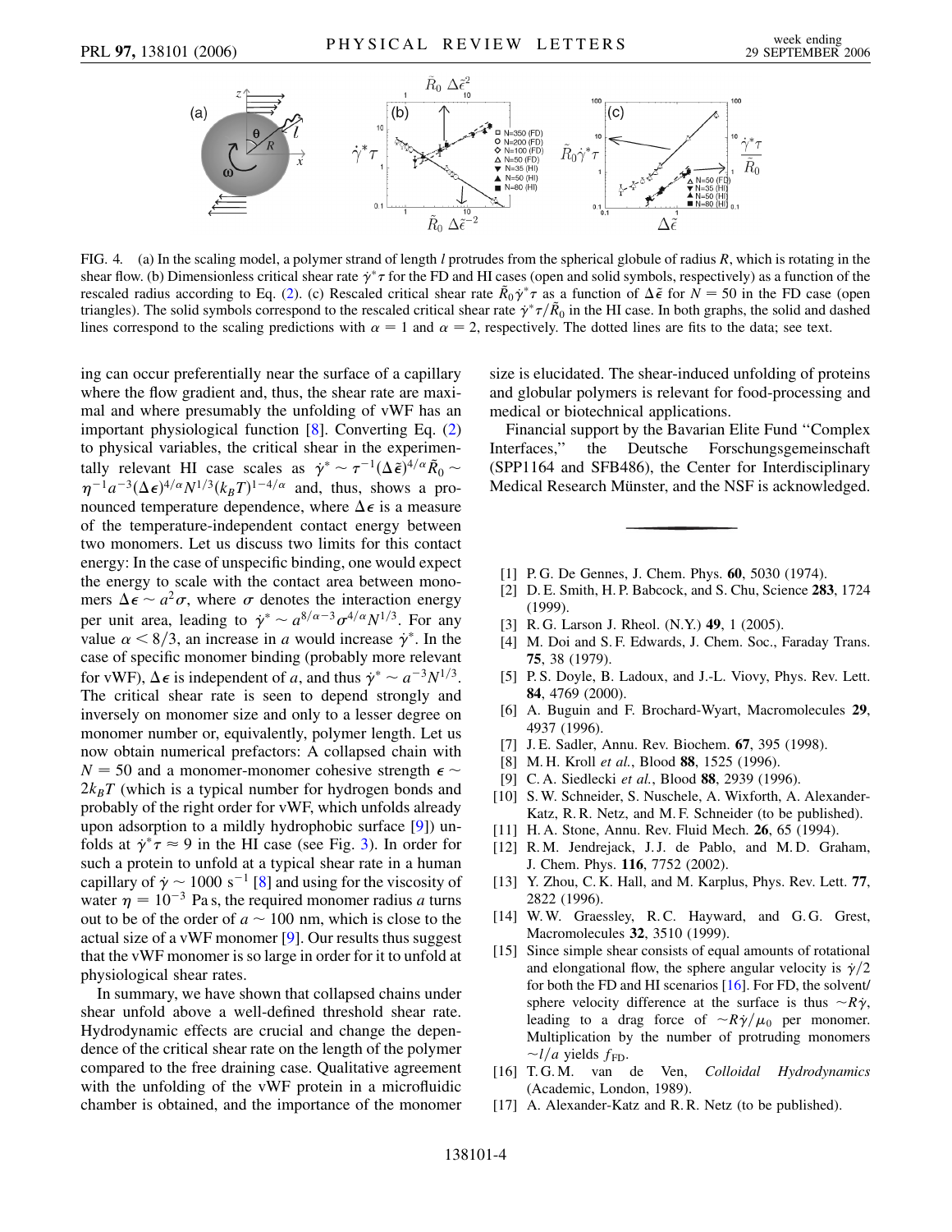(a)

$z$

$\theta$

$l$

$R$

$x$

$\omega$

(b)

$\tilde{R}_0\, \Delta\tilde{\epsilon}^2$

1

10

10

1

0.1

$\dot{\gamma}^*\tau$

N=350 (FD)

N=200 (FD)

N=100 (FD)

N=50 (FD)

N=35 (HI)

N=50 (HI)

N=80 (HI)

1

10

$\tilde{R}_0\, \Delta\tilde{\epsilon}^{-2}$

(c)

100

10

1

0.1

$\tilde{R}_0 \dot{\gamma}^*\tau$

100

10

1

0.1

$\dot{\gamma}^*\tau / \tilde{R}_0$

N=50 (FD)

N=35 (HI)

N=50 (HI)

N=80 (HI)

0.1

1

$\Delta\tilde{\epsilon}$

FIG. 4. (a) In the scaling model, a polymer strand of length $l$ protrudes from the spherical globule of radius $R$, which is rotating in the shear flow. (b) Dimensionless critical shear rate $\dot{\gamma}^*\tau$ for the FD and HI cases (open and solid symbols, respectively) as a function of the rescaled radius according to Eq. (2). (c) Rescaled critical shear rate $\tilde{R}_0\dot{\gamma}^*\tau$ as a function of $\Delta\tilde{\epsilon}$ for $N = 50$ in the FD case (open triangles). The solid symbols correspond to the rescaled critical shear rate $\dot{\gamma}^*\tau/\tilde{R}_0$ in the HI case. In both graphs, the solid and dashed lines correspond to the scaling predictions with $\alpha = 1$ and $\alpha = 2$, respectively. The dotted lines are fits to the data; see text.

ing can occur preferentially near the surface of a capillary where the flow gradient and, thus, the shear rate are maximal and where presumably the unfolding of vWF has an important physiological function [8]. Converting Eq. (2) to physical variables, the critical shear in the experimentally relevant HI case scales as $\dot{\gamma}^* \sim \tau^{-1}(\Delta\tilde{\epsilon})^{4/\alpha}\tilde{R}_0 \sim \eta^{-1}a^{-3}(\Delta\epsilon)^{4/\alpha}N^{1/3}(k_BT)^{1-4/\alpha}$ and, thus, shows a pronounced temperature dependence, where $\Delta\epsilon$ is a measure of the temperature-independent contact energy between two monomers. Let us discuss two limits for this contact energy: In the case of unspecific binding, one would expect the energy to scale with the contact area between monomers $\Delta\epsilon \sim a^2\sigma$, where $\sigma$ denotes the interaction energy per unit area, leading to $\dot{\gamma}^* \sim a^{8/\alpha-3}\sigma^{4/\alpha}N^{1/3}$. For any value $\alpha < 8/3$, an increase in $a$ would increase $\dot{\gamma}^*$. In the case of specific monomer binding (probably more relevant for vWF), $\Delta\epsilon$ is independent of $a$, and thus $\dot{\gamma}^* \sim a^{-3}N^{1/3}$. The critical shear rate is seen to depend strongly and inversely on monomer size and only to a lesser degree on monomer number or, equivalently, polymer length. Let us now obtain numerical prefactors: A collapsed chain with $N = 50$ and a monomer-monomer cohesive strength $\epsilon \sim 2k_BT$ (which is a typical number for hydrogen bonds and probably of the right order for vWF, which unfolds already upon adsorption to a mildly hydrophobic surface [9]) unfolds at $\dot{\gamma}^*\tau \approx 9$ in the HI case (see Fig. 3). In order for such a protein to unfold at a typical shear rate in a human capillary of $\dot{\gamma} \sim 1000\ \mathrm{s}^{-1}$ [8] and using for the viscosity of water $\eta = 10^{-3}$ Pa s, the required monomer radius $a$ turns out to be of the order of $a \sim 100$ nm, which is close to the actual size of a vWF monomer [9]. Our results thus suggest that the vWF monomer is so large in order for it to unfold at physiological shear rates.

In summary, we have shown that collapsed chains under shear unfold above a well-defined threshold shear rate. Hydrodynamic effects are crucial and change the dependence of the critical shear rate on the length of the polymer compared to the free draining case. Qualitative agreement with the unfolding of the vWF protein in a microfluidic chamber is obtained, and the importance of the monomer size is elucidated. The shear-induced unfolding of proteins and globular polymers is relevant for food-processing and medical or biotechnical applications.

Financial support by the Bavarian Elite Fund "Complex Interfaces," the Deutsche Forschungsgemeinschaft (SPP1164 and SFB486), the Center for Interdisciplinary Medical Research Münster, and the NSF is acknowledged.

---

[1] P. G. De Gennes, J. Chem. Phys. **60**, 5030 (1974).

[2] D. E. Smith, H. P. Babcock, and S. Chu, Science **283**, 1724 (1999).

[3] R. G. Larson J. Rheol. (N.Y.) **49**, 1 (2005).

[4] M. Doi and S. F. Edwards, J. Chem. Soc., Faraday Trans. **75**, 38 (1979).

[5] P. S. Doyle, B. Ladoux, and J.-L. Viovy, Phys. Rev. Lett. **84**, 4769 (2000).

[6] A. Buguin and F. Brochard-Wyart, Macromolecules **29**, 4937 (1996).

[7] J. E. Sadler, Annu. Rev. Biochem. **67**, 395 (1998).

[8] M. H. Kroll *et al.*, Blood **88**, 1525 (1996).

[9] C. A. Siedlecki *et al.*, Blood **88**, 2939 (1996).

[10] S. W. Schneider, S. Nuschele, A. Wixforth, A. Alexander-Katz, R. R. Netz, and M. F. Schneider (to be published).

[11] H. A. Stone, Annu. Rev. Fluid Mech. **26**, 65 (1994).

[12] R. M. Jendrejack, J. J. de Pablo, and M. D. Graham, J. Chem. Phys. **116**, 7752 (2002).

[13] Y. Zhou, C. K. Hall, and M. Karplus, Phys. Rev. Lett. **77**, 2822 (1996).

[14] W. W. Graessley, R. C. Hayward, and G. G. Grest, Macromolecules **32**, 3510 (1999).

[15] Since simple shear consists of equal amounts of rotational and elongational flow, the sphere angular velocity is $\dot{\gamma}/2$ for both the FD and HI scenarios [16]. For FD, the solvent/sphere velocity difference at the surface is thus $\sim R\dot{\gamma}$, leading to a drag force of $\sim R\dot{\gamma}/\mu_0$ per monomer. Multiplication by the number of protruding monomers $\sim l/a$ yields $f_{\mathrm{FD}}$.

[16] T. G. M. van de Ven, *Colloidal Hydrodynamics* (Academic, London, 1989).

[17] A. Alexander-Katz and R. R. Netz (to be published).